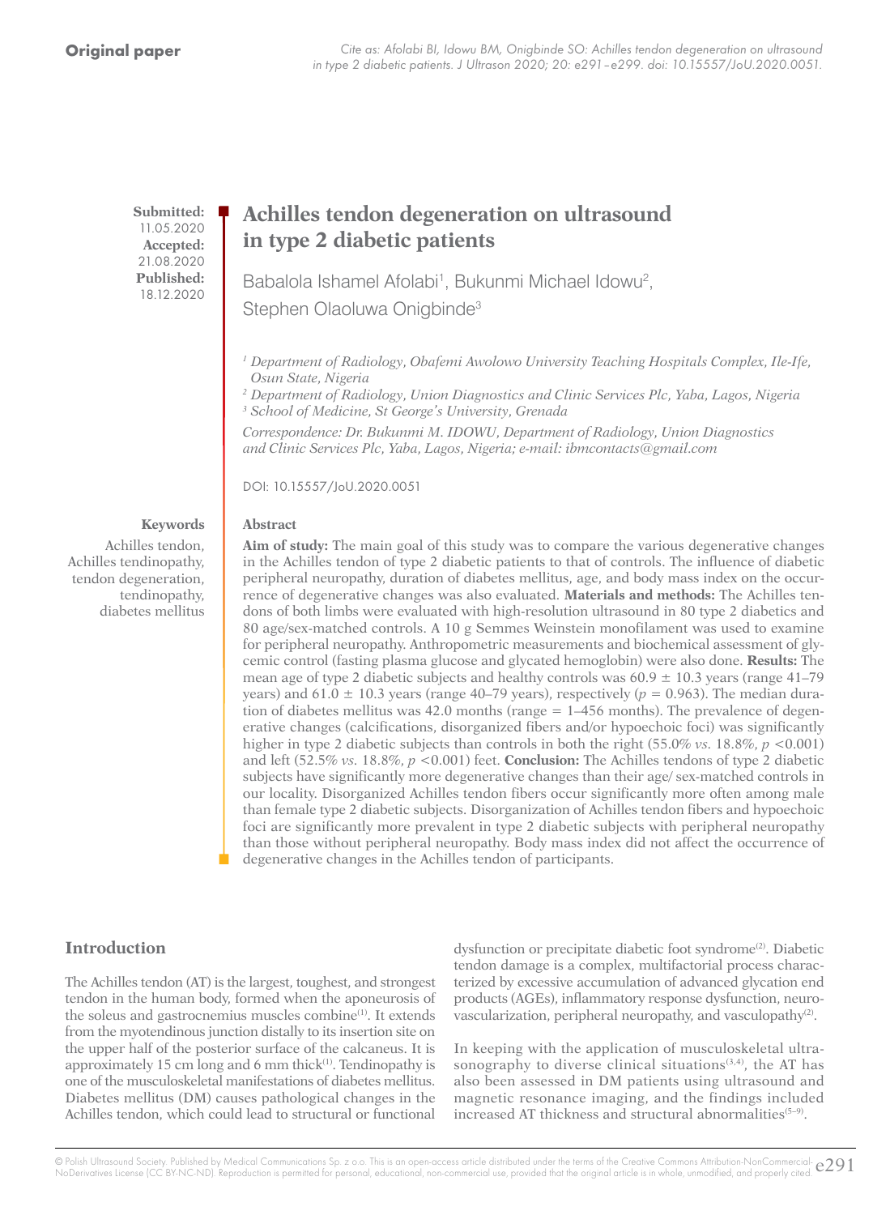**Original paper**

*Cite as: Afolabi BI, Idowu BM, Onigbinde SO: Achilles tendon degeneration on ultrasound in type 2 diabetic patients. J Ultrason 2020; 20: e291–e299. doi: 10.15557/JoU.2020.0051.*

**Submitted:** 11.05.2020
**Accepted:** 21.08.2020
**Published:** 18.12.2020

# Achilles tendon degeneration on ultrasound in type 2 diabetic patients

Babalola Ishamel Afolabi[1], Bukunmi Michael Idowu[2], Stephen Olaoluwa Onigbinde[3]

*[1] Department of Radiology, Obafemi Awolowo University Teaching Hospitals Complex, Ile-Ife, Osun State, Nigeria*
*[2] Department of Radiology, Union Diagnostics and Clinic Services Plc, Yaba, Lagos, Nigeria*
*[3] School of Medicine, St George's University, Grenada*

*Correspondence: Dr. Bukunmi M. IDOWU, Department of Radiology, Union Diagnostics and Clinic Services Plc, Yaba, Lagos, Nigeria; e-mail: ibmcontacts@gmail.com*

DOI: 10.15557/JoU.2020.0051

**Keywords**

Achilles tendon, Achilles tendinopathy, tendon degeneration, tendinopathy, diabetes mellitus

**Abstract**

**Aim of study:** The main goal of this study was to compare the various degenerative changes in the Achilles tendon of type 2 diabetic patients to that of controls. The influence of diabetic peripheral neuropathy, duration of diabetes mellitus, age, and body mass index on the occurrence of degenerative changes was also evaluated. **Materials and methods:** The Achilles tendons of both limbs were evaluated with high-resolution ultrasound in 80 type 2 diabetics and 80 age/sex-matched controls. A 10 g Semmes Weinstein monofilament was used to examine for peripheral neuropathy. Anthropometric measurements and biochemical assessment of glycemic control (fasting plasma glucose and glycated hemoglobin) were also done. **Results:** The mean age of type 2 diabetic subjects and healthy controls was 60.9 ± 10.3 years (range 41–79 years) and 61.0 ± 10.3 years (range 40–79 years), respectively ($p$ = 0.963). The median duration of diabetes mellitus was 42.0 months (range = 1–456 months). The prevalence of degenerative changes (calcifications, disorganized fibers and/or hypoechoic foci) was significantly higher in type 2 diabetic subjects than controls in both the right (55.0% *vs.* 18.8%, $p$ <0.001) and left (52.5% *vs.* 18.8%, $p$ <0.001) feet. **Conclusion:** The Achilles tendons of type 2 diabetic subjects have significantly more degenerative changes than their age/ sex-matched controls in our locality. Disorganized Achilles tendon fibers occur significantly more often among male than female type 2 diabetic subjects. Disorganization of Achilles tendon fibers and hypoechoic foci are significantly more prevalent in type 2 diabetic subjects with peripheral neuropathy than those without peripheral neuropathy. Body mass index did not affect the occurrence of degenerative changes in the Achilles tendon of participants.

## Introduction

The Achilles tendon (AT) is the largest, toughest, and strongest tendon in the human body, formed when the aponeurosis of the soleus and gastrocnemius muscles combine[1]. It extends from the myotendinous junction distally to its insertion site on the upper half of the posterior surface of the calcaneus. It is approximately 15 cm long and 6 mm thick[1]. Tendinopathy is one of the musculoskeletal manifestations of diabetes mellitus. Diabetes mellitus (DM) causes pathological changes in the Achilles tendon, which could lead to structural or functional dysfunction or precipitate diabetic foot syndrome[2]. Diabetic tendon damage is a complex, multifactorial process characterized by excessive accumulation of advanced glycation end products (AGEs), inflammatory response dysfunction, neurovascularization, peripheral neuropathy, and vasculopathy[2].

In keeping with the application of musculoskeletal ultrasonography to diverse clinical situations[3,4], the AT has also been assessed in DM patients using ultrasound and magnetic resonance imaging, and the findings included increased AT thickness and structural abnormalities[5–9].

© Polish Ultrasound Society. Published by Medical Communications Sp. z o.o. This is an open-access article distributed under the terms of the Creative Commons Attribution-NonCommercial-NoDerivatives License (CC BY-NC-ND). Reproduction is permitted for personal, educational, non-commercial use, provided that the original article is in whole, unmodified, and properly cited.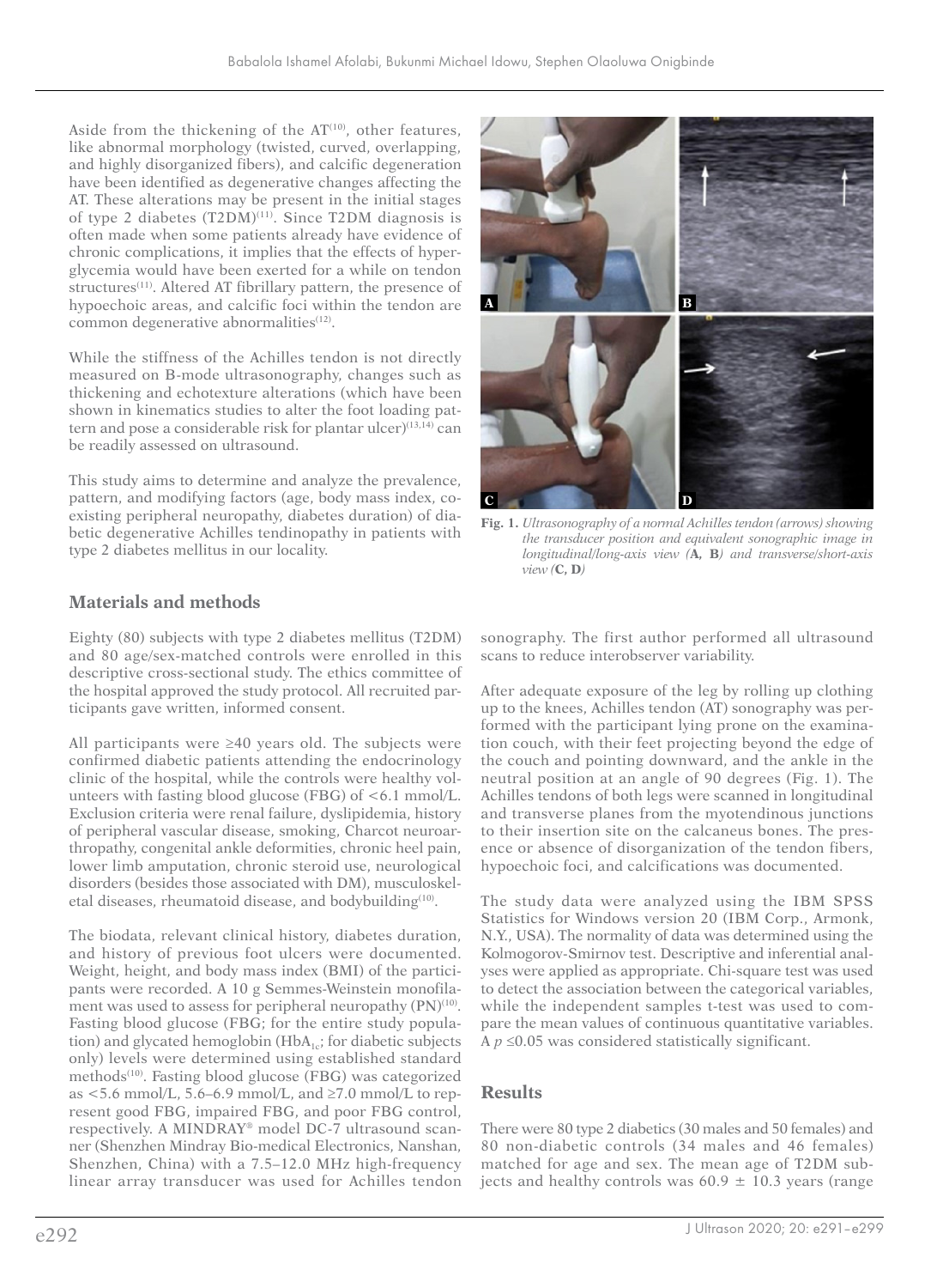Aside from the thickening of the AT[10], other features, like abnormal morphology (twisted, curved, overlapping, and highly disorganized fibers), and calcific degeneration have been identified as degenerative changes affecting the AT. These alterations may be present in the initial stages of type 2 diabetes (T2DM)[11]. Since T2DM diagnosis is often made when some patients already have evidence of chronic complications, it implies that the effects of hyperglycemia would have been exerted for a while on tendon structures[11]. Altered AT fibrillary pattern, the presence of hypoechoic areas, and calcific foci within the tendon are common degenerative abnormalities[12].

While the stiffness of the Achilles tendon is not directly measured on B-mode ultrasonography, changes such as thickening and echotexture alterations (which have been shown in kinematics studies to alter the foot loading pattern and pose a considerable risk for plantar ulcer)[13,14] can be readily assessed on ultrasound.

This study aims to determine and analyze the prevalence, pattern, and modifying factors (age, body mass index, co-existing peripheral neuropathy, diabetes duration) of diabetic degenerative Achilles tendinopathy in patients with type 2 diabetes mellitus in our locality.

**Fig. 1.** *Ultrasonography of a normal Achilles tendon (arrows) showing the transducer position and equivalent sonographic image in longitudinal/long-axis view (**A, B**) and transverse/short-axis view (**C, D**)*

## Materials and methods

Eighty (80) subjects with type 2 diabetes mellitus (T2DM) and 80 age/sex-matched controls were enrolled in this descriptive cross-sectional study. The ethics committee of the hospital approved the study protocol. All recruited participants gave written, informed consent.

All participants were ≥40 years old. The subjects were confirmed diabetic patients attending the endocrinology clinic of the hospital, while the controls were healthy volunteers with fasting blood glucose (FBG) of <6.1 mmol/L. Exclusion criteria were renal failure, dyslipidemia, history of peripheral vascular disease, smoking, Charcot neuroarthropathy, congenital ankle deformities, chronic heel pain, lower limb amputation, chronic steroid use, neurological disorders (besides those associated with DM), musculoskeletal diseases, rheumatoid disease, and bodybuilding[10].

The biodata, relevant clinical history, diabetes duration, and history of previous foot ulcers were documented. Weight, height, and body mass index (BMI) of the participants were recorded. A 10 g Semmes-Weinstein monofilament was used to assess for peripheral neuropathy (PN)[10]. Fasting blood glucose (FBG; for the entire study population) and glycated hemoglobin ($HbA_{1c}$; for diabetic subjects only) levels were determined using established standard methods[10]. Fasting blood glucose (FBG) was categorized as <5.6 mmol/L, 5.6–6.9 mmol/L, and ≥7.0 mmol/L to represent good FBG, impaired FBG, and poor FBG control, respectively. A MINDRAY® model DC-7 ultrasound scanner (Shenzhen Mindray Bio-medical Electronics, Nanshan, Shenzhen, China) with a 7.5–12.0 MHz high-frequency linear array transducer was used for Achilles tendon sonography. The first author performed all ultrasound scans to reduce interobserver variability.

After adequate exposure of the leg by rolling up clothing up to the knees, Achilles tendon (AT) sonography was performed with the participant lying prone on the examination couch, with their feet projecting beyond the edge of the couch and pointing downward, and the ankle in the neutral position at an angle of 90 degrees (Fig. 1). The Achilles tendons of both legs were scanned in longitudinal and transverse planes from the myotendinous junctions to their insertion site on the calcaneus bones. The presence or absence of disorganization of the tendon fibers, hypoechoic foci, and calcifications was documented.

The study data were analyzed using the IBM SPSS Statistics for Windows version 20 (IBM Corp., Armonk, N.Y., USA). The normality of data was determined using the Kolmogorov-Smirnov test. Descriptive and inferential analyses were applied as appropriate. Chi-square test was used to detect the association between the categorical variables, while the independent samples t-test was used to compare the mean values of continuous quantitative variables. A $p \leq 0.05$ was considered statistically significant.

## Results

There were 80 type 2 diabetics (30 males and 50 females) and 80 non-diabetic controls (34 males and 46 females) matched for age and sex. The mean age of T2DM subjects and healthy controls was 60.9 ± 10.3 years (range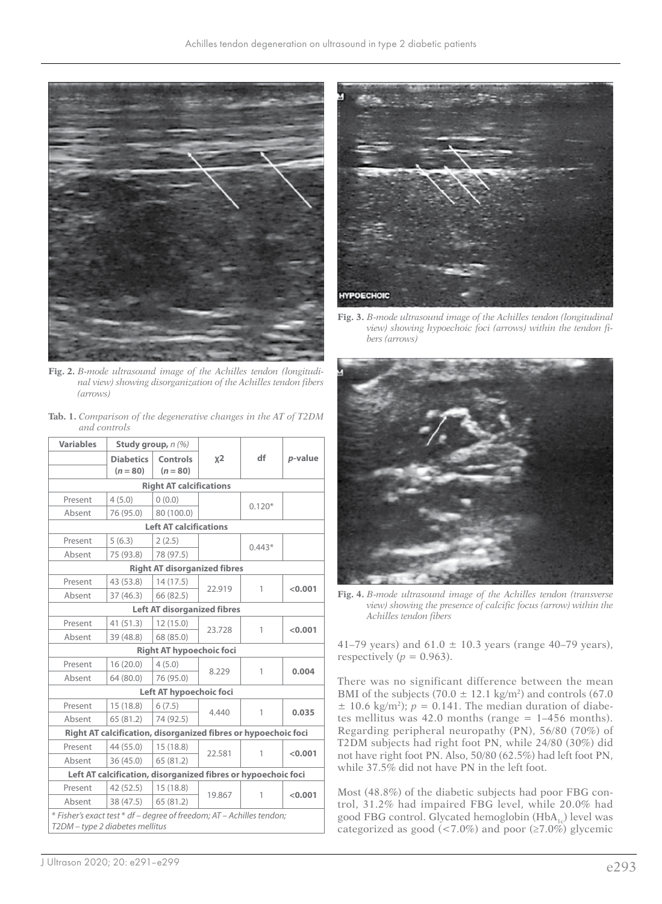Fig. 2. *B-mode ultrasound image of the Achilles tendon (longitudinal view) showing disorganization of the Achilles tendon fibers (arrows)*

Tab. 1. *Comparison of the degenerative changes in the AT of T2DM and controls*

| Variables | Study group, *n (%)* | | χ2 | df | *p*-value |
|---|---|---|---|---|---|
| | **Diabetics (*n* = 80)** | **Controls (*n* = 80)** | | | |
| **Right AT calcifications** | | | | | |
| Present | 4 (5.0) | 0 (0.0) | | 0.120* | |
| Absent | 76 (95.0) | 80 (100.0) | | | |
| **Left AT calcifications** | | | | | |
| Present | 5 (6.3) | 2 (2.5) | | 0.443* | |
| Absent | 75 (93.8) | 78 (97.5) | | | |
| **Right AT disorganized fibres** | | | | | |
| Present | 43 (53.8) | 14 (17.5) | 22.919 | 1 | **<0.001** |
| Absent | 37 (46.3) | 66 (82.5) | | | |
| **Left AT disorganized fibres** | | | | | |
| Present | 41 (51.3) | 12 (15.0) | 23.728 | 1 | **<0.001** |
| Absent | 39 (48.8) | 68 (85.0) | | | |
| **Right AT hypoechoic foci** | | | | | |
| Present | 16 (20.0) | 4 (5.0) | 8.229 | 1 | **0.004** |
| Absent | 64 (80.0) | 76 (95.0) | | | |
| **Left AT hypoechoic foci** | | | | | |
| Present | 15 (18.8) | 6 (7.5) | 4.440 | 1 | **0.035** |
| Absent | 65 (81.2) | 74 (92.5) | | | |
| **Right AT calcification, disorganized fibres or hypoechoic foci** | | | | | |
| Present | 44 (55.0) | 15 (18.8) | 22.581 | 1 | **<0.001** |
| Absent | 36 (45.0) | 65 (81.2) | | | |
| **Left AT calcification, disorganized fibres or hypoechoic foci** | | | | | |
| Present | 42 (52.5) | 15 (18.8) | 19.867 | 1 | **<0.001** |
| Absent | 38 (47.5) | 65 (81.2) | | | |

*\* Fisher's exact test \* df – degree of freedom; AT – Achilles tendon; T2DM – type 2 diabetes mellitus*

Fig. 3. *B-mode ultrasound image of the Achilles tendon (longitudinal view) showing hypoechoic foci (arrows) within the tendon fibers (arrows)*

Fig. 4. *B-mode ultrasound image of the Achilles tendon (transverse view) showing the presence of calcific focus (arrow) within the Achilles tendon fibers*

41–79 years) and 61.0 ± 10.3 years (range 40–79 years), respectively ($p = 0.963$).

There was no significant difference between the mean BMI of the subjects (70.0 ± 12.1 kg/m$^2$) and controls (67.0 ± 10.6 kg/m$^2$); $p = 0.141$. The median duration of diabetes mellitus was 42.0 months (range = 1–456 months). Regarding peripheral neuropathy (PN), 56/80 (70%) of T2DM subjects had right foot PN, while 24/80 (30%) did not have right foot PN. Also, 50/80 (62.5%) had left foot PN, while 37.5% did not have PN in the left foot.

Most (48.8%) of the diabetic subjects had poor FBG control, 31.2% had impaired FBG level, while 20.0% had good FBG control. Glycated hemoglobin ($HbA_{1c}$) level was categorized as good (<7.0%) and poor (≥7.0%) glycemic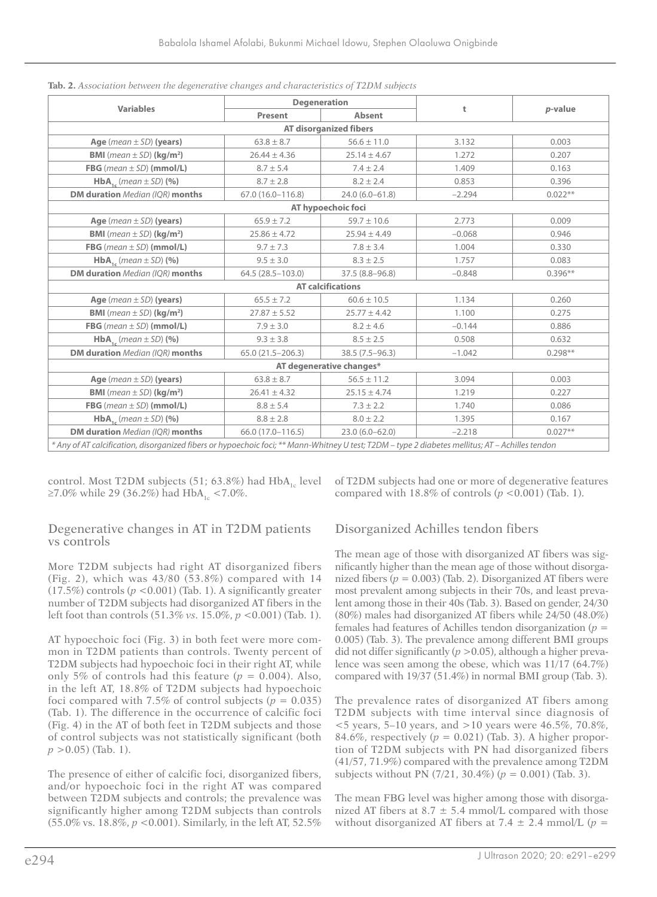**Tab. 2.** *Association between the degenerative changes and characteristics of T2DM subjects*

| Variables | Degeneration | | t | *p*-value |
|---|---|---|---|---|
| | Present | Absent | | |
| **AT disorganized fibers** | | | | |
| **Age** (*mean ± SD*) **(years)** | 63.8 ± 8.7 | 56.6 ± 11.0 | 3.132 | 0.003 |
| **BMI** (*mean ± SD*) **(kg/m²)** | 26.44 ± 4.36 | 25.14 ± 4.67 | 1.272 | 0.207 |
| **FBG** (*mean ± SD*) **(mmol/L)** | 8.7 ± 5.4 | 7.4 ± 2.4 | 1.409 | 0.163 |
| **$HbA_{1c}$** (*mean ± SD*) **(%)** | 8.7 ± 2.8 | 8.2 ± 2.4 | 0.853 | 0.396 |
| **DM duration** *Median (IQR)* **months** | 67.0 (16.0–116.8) | 24.0 (6.0–61.8) | −2.294 | 0.022** |
| **AT hypoechoic foci** | | | | |
| **Age** (*mean ± SD*) **(years)** | 65.9 ± 7.2 | 59.7 ± 10.6 | 2.773 | 0.009 |
| **BMI** (*mean ± SD*) **(kg/m²)** | 25.86 ± 4.72 | 25.94 ± 4.49 | −0.068 | 0.946 |
| **FBG** (*mean ± SD*) **(mmol/L)** | 9.7 ± 7.3 | 7.8 ± 3.4 | 1.004 | 0.330 |
| **$HbA_{1c}$** (*mean ± SD*) **(%)** | 9.5 ± 3.0 | 8.3 ± 2.5 | 1.757 | 0.083 |
| **DM duration** *Median (IQR)* **months** | 64.5 (28.5–103.0) | 37.5 (8.8–96.8) | −0.848 | 0.396** |
| **AT calcifications** | | | | |
| **Age** (*mean ± SD*) **(years)** | 65.5 ± 7.2 | 60.6 ± 10.5 | 1.134 | 0.260 |
| **BMI** (*mean ± SD*) **(kg/m²)** | 27.87 ± 5.52 | 25.77 ± 4.42 | 1.100 | 0.275 |
| **FBG** (*mean ± SD*) **(mmol/L)** | 7.9 ± 3.0 | 8.2 ± 4.6 | −0.144 | 0.886 |
| **$HbA_{1c}$** (*mean ± SD*) **(%)** | 9.3 ± 3.8 | 8.5 ± 2.5 | 0.508 | 0.632 |
| **DM duration** *Median (IQR)* **months** | 65.0 (21.5–206.3) | 38.5 (7.5–96.3) | −1.042 | 0.298** |
| **AT degenerative changes*** | | | | |
| **Age** (*mean ± SD*) **(years)** | 63.8 ± 8.7 | 56.5 ± 11.2 | 3.094 | 0.003 |
| **BMI** (*mean ± SD*) **(kg/m²)** | 26.41 ± 4.32 | 25.15 ± 4.74 | 1.219 | 0.227 |
| **FBG** (*mean ± SD*) **(mmol/L)** | 8.8 ± 5.4 | 7.3 ± 2.2 | 1.740 | 0.086 |
| **$HbA_{1c}$** (*mean ± SD*) **(%)** | 8.8 ± 2.8 | 8.0 ± 2.2 | 1.395 | 0.167 |
| **DM duration** *Median (IQR)* **months** | 66.0 (17.0–116.5) | 23.0 (6.0–62.0) | −2.218 | 0.027** |

*\* Any of AT calcification, disorganized fibers or hypoechoic foci; \*\* Mann-Whitney U test; T2DM – type 2 diabetes mellitus; AT – Achilles tendon*

control. Most T2DM subjects (51; 63.8%) had $HbA_{1c}$ level ≥7.0% while 29 (36.2%) had $HbA_{1c}$ <7.0%.

## Degenerative changes in AT in T2DM patients vs controls

More T2DM subjects had right AT disorganized fibers (Fig. 2), which was 43/80 (53.8%) compared with 14 (17.5%) controls ($p < 0.001$) (Tab. 1). A significantly greater number of T2DM subjects had disorganized AT fibers in the left foot than controls (51.3% *vs*. 15.0%, $p < 0.001$) (Tab. 1).

AT hypoechoic foci (Fig. 3) in both feet were more common in T2DM patients than controls. Twenty percent of T2DM subjects had hypoechoic foci in their right AT, while only 5% of controls had this feature ($p = 0.004$). Also, in the left AT, 18.8% of T2DM subjects had hypoechoic foci compared with 7.5% of control subjects ($p = 0.035$) (Tab. 1). The difference in the occurrence of calcific foci (Fig. 4) in the AT of both feet in T2DM subjects and those of control subjects was not statistically significant (both $p > 0.05$) (Tab. 1).

The presence of either of calcific foci, disorganized fibers, and/or hypoechoic foci in the right AT was compared between T2DM subjects and controls; the prevalence was significantly higher among T2DM subjects than controls (55.0% vs. 18.8%, $p < 0.001$). Similarly, in the left AT, 52.5% of T2DM subjects had one or more of degenerative features compared with 18.8% of controls ($p < 0.001$) (Tab. 1).

## Disorganized Achilles tendon fibers

The mean age of those with disorganized AT fibers was significantly higher than the mean age of those without disorganized fibers ($p = 0.003$) (Tab. 2). Disorganized AT fibers were most prevalent among subjects in their 70s, and least prevalent among those in their 40s (Tab. 3). Based on gender, 24/30 (80%) males had disorganized AT fibers while 24/50 (48.0%) females had features of Achilles tendon disorganization ($p = 0.005$) (Tab. 3). The prevalence among different BMI groups did not differ significantly ($p > 0.05$), although a higher prevalence was seen among the obese, which was 11/17 (64.7%) compared with 19/37 (51.4%) in normal BMI group (Tab. 3).

The prevalence rates of disorganized AT fibers among T2DM subjects with time interval since diagnosis of <5 years, 5–10 years, and >10 years were 46.5%, 70.8%, 84.6%, respectively ($p = 0.021$) (Tab. 3). A higher proportion of T2DM subjects with PN had disorganized fibers (41/57, 71.9%) compared with the prevalence among T2DM subjects without PN (7/21, 30.4%) ($p = 0.001$) (Tab. 3).

The mean FBG level was higher among those with disorganized AT fibers at 8.7 ± 5.4 mmol/L compared with those without disorganized AT fibers at 7.4 ± 2.4 mmol/L ($p =$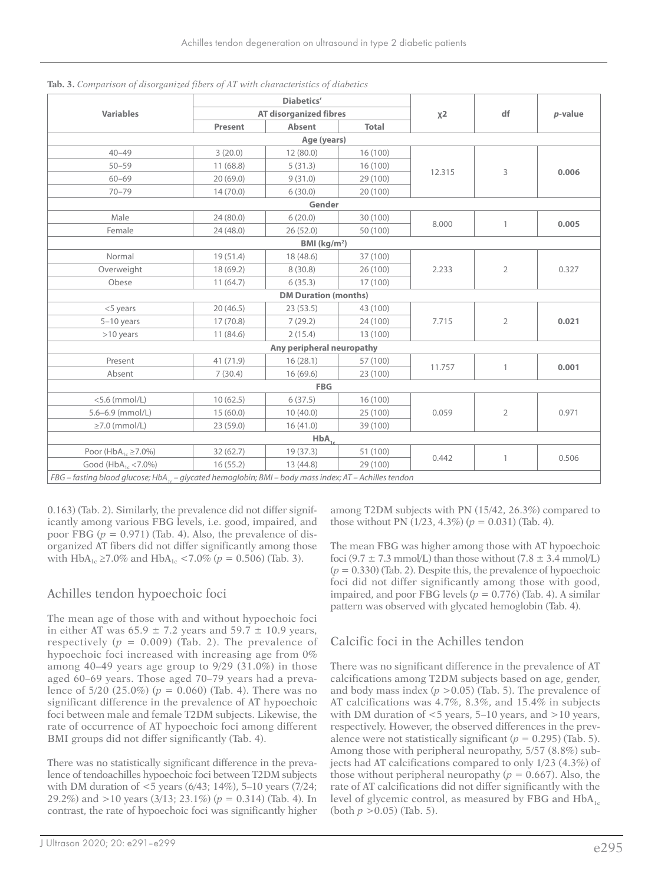**Tab. 3.** *Comparison of disorganized fibers of AT with characteristics of diabetics*

| Variables | Diabetics' AT disorganized fibres | | | χ2 | df | *p*-value |
|---|---|---|---|---|---|---|
| | Present | Absent | Total | | | |
| **Age (years)** | | | | | | |
| 40–49 | 3 (20.0) | 12 (80.0) | 16 (100) | 12.315 | 3 | **0.006** |
| 50–59 | 11 (68.8) | 5 (31.3) | 16 (100) | | | |
| 60–69 | 20 (69.0) | 9 (31.0) | 29 (100) | | | |
| 70–79 | 14 (70.0) | 6 (30.0) | 20 (100) | | | |
| **Gender** | | | | | | |
| Male | 24 (80.0) | 6 (20.0) | 30 (100) | 8.000 | 1 | **0.005** |
| Female | 24 (48.0) | 26 (52.0) | 50 (100) | | | |
| **BMI (kg/m²)** | | | | | | |
| Normal | 19 (51.4) | 18 (48.6) | 37 (100) | 2.233 | 2 | 0.327 |
| Overweight | 18 (69.2) | 8 (30.8) | 26 (100) | | | |
| Obese | 11 (64.7) | 6 (35.3) | 17 (100) | | | |
| **DM Duration (months)** | | | | | | |
| <5 years | 20 (46.5) | 23 (53.5) | 43 (100) | 7.715 | 2 | **0.021** |
| 5–10 years | 17 (70.8) | 7 (29.2) | 24 (100) | | | |
| >10 years | 11 (84.6) | 2 (15.4) | 13 (100) | | | |
| **Any peripheral neuropathy** | | | | | | |
| Present | 41 (71.9) | 16 (28.1) | 57 (100) | 11.757 | 1 | **0.001** |
| Absent | 7 (30.4) | 16 (69.6) | 23 (100) | | | |
| **FBG** | | | | | | |
| <5.6 (mmol/L) | 10 (62.5) | 6 (37.5) | 16 (100) | 0.059 | 2 | 0.971 |
| 5.6–6.9 (mmol/L) | 15 (60.0) | 10 (40.0) | 25 (100) | | | |
| ≥7.0 (mmol/L) | 23 (59.0) | 16 (41.0) | 39 (100) | | | |
| **$HbA_{1c}$** | | | | | | |
| Poor ($HbA_{1c}$ ≥7.0%) | 32 (62.7) | 19 (37.3) | 51 (100) | 0.442 | 1 | 0.506 |
| Good ($HbA_{1c}$ <7.0%) | 16 (55.2) | 13 (44.8) | 29 (100) | | | |

*FBG – fasting blood glucose; $HbA_{1c}$ – glycated hemoglobin; BMI – body mass index; AT – Achilles tendon*

0.163) (Tab. 2). Similarly, the prevalence did not differ significantly among various FBG levels, i.e. good, impaired, and poor FBG ($p = 0.971$) (Tab. 4). Also, the prevalence of disorganized AT fibers did not differ significantly among those with $HbA_{1c}$ ≥7.0% and $HbA_{1c}$ <7.0% ($p = 0.506$) (Tab. 3).

## Achilles tendon hypoechoic foci

The mean age of those with and without hypoechoic foci in either AT was 65.9 ± 7.2 years and 59.7 ± 10.9 years, respectively ($p = 0.009$) (Tab. 2). The prevalence of hypoechoic foci increased with increasing age from 0% among 40–49 years age group to 9/29 (31.0%) in those aged 60–69 years. Those aged 70–79 years had a prevalence of 5/20 (25.0%) ($p = 0.060$) (Tab. 4). There was no significant difference in the prevalence of AT hypoechoic foci between male and female T2DM subjects. Likewise, the rate of occurrence of AT hypoechoic foci among different BMI groups did not differ significantly (Tab. 4).

There was no statistically significant difference in the prevalence of tendoachilles hypoechoic foci between T2DM subjects with DM duration of <5 years (6/43; 14%), 5–10 years (7/24; 29.2%) and >10 years (3/13; 23.1%) ($p = 0.314$) (Tab. 4). In contrast, the rate of hypoechoic foci was significantly higher among T2DM subjects with PN (15/42, 26.3%) compared to those without PN (1/23, 4.3%) ($p = 0.031$) (Tab. 4).

The mean FBG was higher among those with AT hypoechoic foci (9.7 ± 7.3 mmol/L) than those without (7.8 ± 3.4 mmol/L) ($p = 0.330$) (Tab. 2). Despite this, the prevalence of hypoechoic foci did not differ significantly among those with good, impaired, and poor FBG levels ($p = 0.776$) (Tab. 4). A similar pattern was observed with glycated hemoglobin (Tab. 4).

## Calcific foci in the Achilles tendon

There was no significant difference in the prevalence of AT calcifications among T2DM subjects based on age, gender, and body mass index ($p > 0.05$) (Tab. 5). The prevalence of AT calcifications was 4.7%, 8.3%, and 15.4% in subjects with DM duration of <5 years, 5–10 years, and >10 years, respectively. However, the observed differences in the prevalence were not statistically significant ($p = 0.295$) (Tab. 5). Among those with peripheral neuropathy, 5/57 (8.8%) subjects had AT calcifications compared to only 1/23 (4.3%) of those without peripheral neuropathy ($p = 0.667$). Also, the rate of AT calcifications did not differ significantly with the level of glycemic control, as measured by FBG and $HbA_{1c}$ (both $p > 0.05$) (Tab. 5).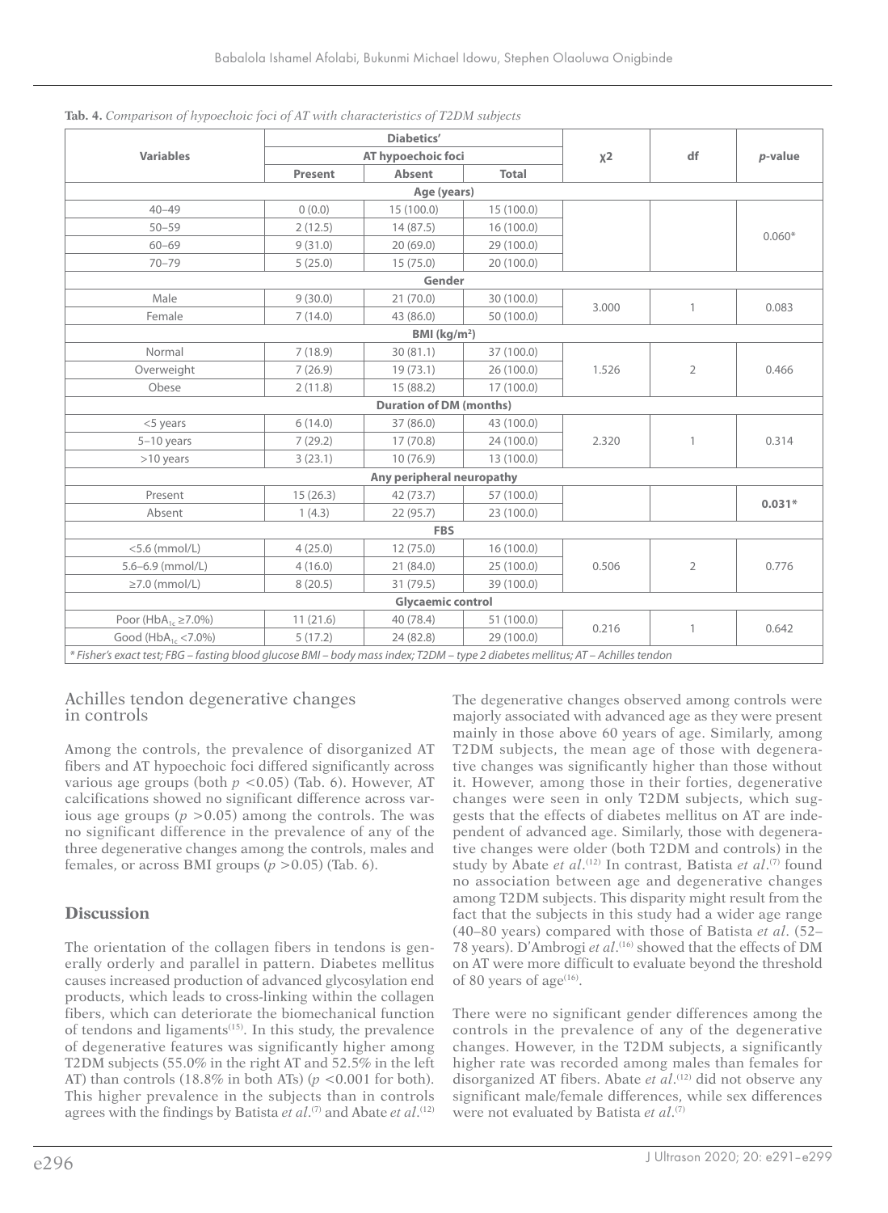**Tab. 4.** *Comparison of hypoechoic foci of AT with characteristics of T2DM subjects*

| Variables | Diabetics' AT hypoechoic foci | | | χ2 | df | *p*-value |
|---|---|---|---|---|---|---|
| | Present | Absent | Total | | | |
| **Age (years)** | | | | | | |
| 40–49 | 0 (0.0) | 15 (100.0) | 15 (100.0) | | | 0.060* |
| 50–59 | 2 (12.5) | 14 (87.5) | 16 (100.0) | | | |
| 60–69 | 9 (31.0) | 20 (69.0) | 29 (100.0) | | | |
| 70–79 | 5 (25.0) | 15 (75.0) | 20 (100.0) | | | |
| **Gender** | | | | | | |
| Male | 9 (30.0) | 21 (70.0) | 30 (100.0) | 3.000 | 1 | 0.083 |
| Female | 7 (14.0) | 43 (86.0) | 50 (100.0) | | | |
| **BMI (kg/m²)** | | | | | | |
| Normal | 7 (18.9) | 30 (81.1) | 37 (100.0) | 1.526 | 2 | 0.466 |
| Overweight | 7 (26.9) | 19 (73.1) | 26 (100.0) | | | |
| Obese | 2 (11.8) | 15 (88.2) | 17 (100.0) | | | |
| **Duration of DM (months)** | | | | | | |
| <5 years | 6 (14.0) | 37 (86.0) | 43 (100.0) | 2.320 | 1 | 0.314 |
| 5–10 years | 7 (29.2) | 17 (70.8) | 24 (100.0) | | | |
| >10 years | 3 (23.1) | 10 (76.9) | 13 (100.0) | | | |
| **Any peripheral neuropathy** | | | | | | |
| Present | 15 (26.3) | 42 (73.7) | 57 (100.0) | | | **0.031*** |
| Absent | 1 (4.3) | 22 (95.7) | 23 (100.0) | | | |
| **FBS** | | | | | | |
| <5.6 (mmol/L) | 4 (25.0) | 12 (75.0) | 16 (100.0) | 0.506 | 2 | 0.776 |
| 5.6–6.9 (mmol/L) | 4 (16.0) | 21 (84.0) | 25 (100.0) | | | |
| ≥7.0 (mmol/L) | 8 (20.5) | 31 (79.5) | 39 (100.0) | | | |
| **Glycaemic control** | | | | | | |
| Poor ($HbA_{1c}$ ≥7.0%) | 11 (21.6) | 40 (78.4) | 51 (100.0) | 0.216 | 1 | 0.642 |
| Good ($HbA_{1c}$ <7.0%) | 5 (17.2) | 24 (82.8) | 29 (100.0) | | | |

*\* Fisher's exact test; FBG – fasting blood glucose BMI – body mass index; T2DM – type 2 diabetes mellitus; AT – Achilles tendon*

## Achilles tendon degenerative changes in controls

Among the controls, the prevalence of disorganized AT fibers and AT hypoechoic foci differed significantly across various age groups (both $p < 0.05$) (Tab. 6). However, AT calcifications showed no significant difference across various age groups ($p > 0.05$) among the controls. The was no significant difference in the prevalence of any of the three degenerative changes among the controls, males and females, or across BMI groups ($p > 0.05$) (Tab. 6).

## Discussion

The orientation of the collagen fibers in tendons is generally orderly and parallel in pattern. Diabetes mellitus causes increased production of advanced glycosylation end products, which leads to cross-linking within the collagen fibers, which can deteriorate the biomechanical function of tendons and ligaments[15]. In this study, the prevalence of degenerative features was significantly higher among T2DM subjects (55.0% in the right AT and 52.5% in the left AT) than controls (18.8% in both ATs) ($p < 0.001$ for both). This higher prevalence in the subjects than in controls agrees with the findings by Batista *et al*.[7] and Abate *et al*.[12]

The degenerative changes observed among controls were majorly associated with advanced age as they were present mainly in those above 60 years of age. Similarly, among T2DM subjects, the mean age of those with degenerative changes was significantly higher than those without it. However, among those in their forties, degenerative changes were seen in only T2DM subjects, which suggests that the effects of diabetes mellitus on AT are independent of advanced age. Similarly, those with degenerative changes were older (both T2DM and controls) in the study by Abate *et al*.[12] In contrast, Batista *et al*.[7] found no association between age and degenerative changes among T2DM subjects. This disparity might result from the fact that the subjects in this study had a wider age range (40–80 years) compared with those of Batista *et al*. (52–78 years). D'Ambrogi *et al*.[16] showed that the effects of DM on AT were more difficult to evaluate beyond the threshold of 80 years of age[16].

There were no significant gender differences among the controls in the prevalence of any of the degenerative changes. However, in the T2DM subjects, a significantly higher rate was recorded among males than females for disorganized AT fibers. Abate *et al*.[12] did not observe any significant male/female differences, while sex differences were not evaluated by Batista *et al*.[7]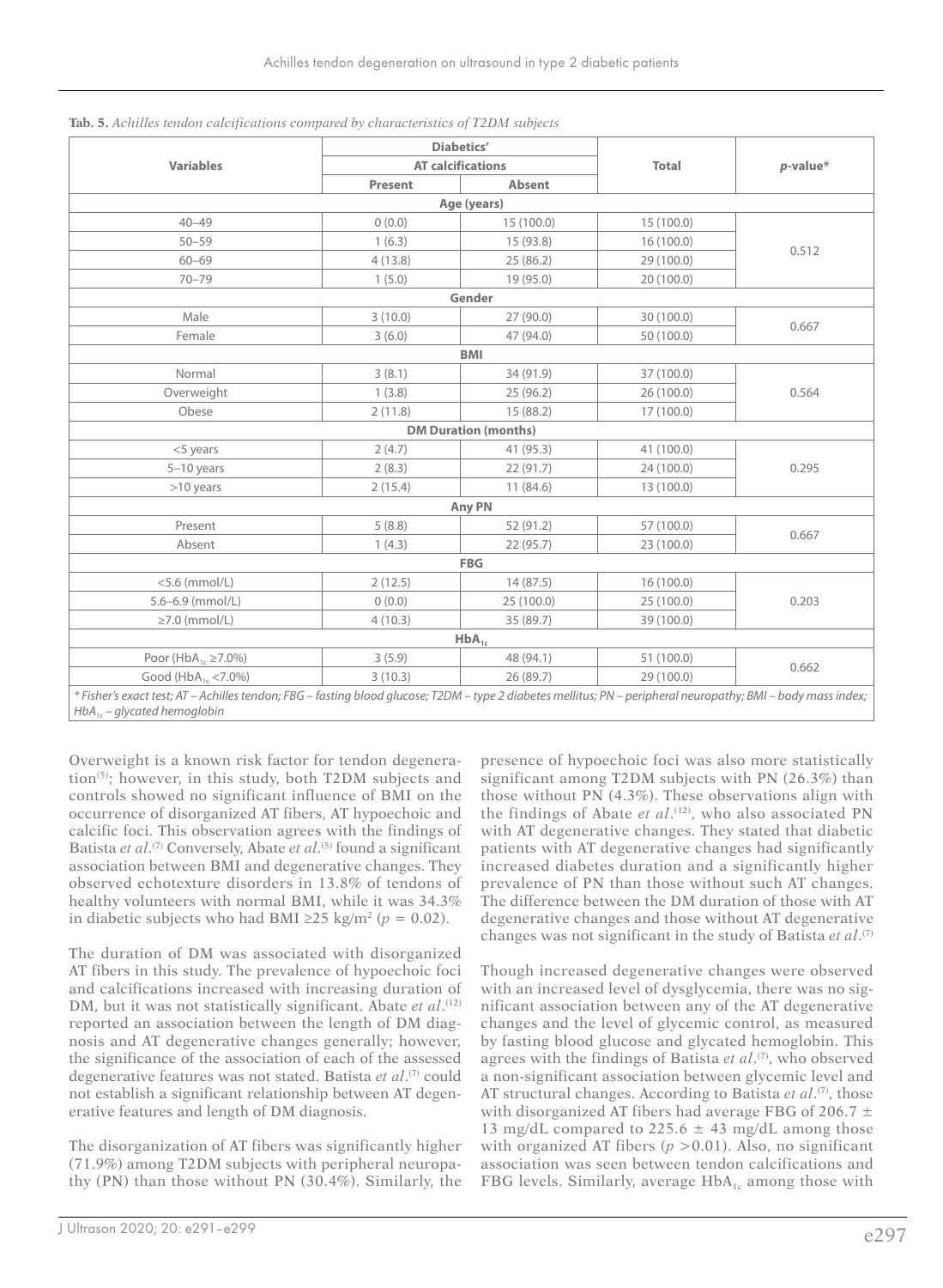**Tab. 5.** *Achilles tendon calcifications compared by characteristics of T2DM subjects*

| Variables | Diabetics' AT calcifications | | Total | *p*-value* |
|---|---|---|---|---|
| | Present | Absent | | |
| **Age (years)** | | | | |
| 40–49 | 0 (0.0) | 15 (100.0) | 15 (100.0) | 0.512 |
| 50–59 | 1 (6.3) | 15 (93.8) | 16 (100.0) | |
| 60–69 | 4 (13.8) | 25 (86.2) | 29 (100.0) | |
| 70–79 | 1 (5.0) | 19 (95.0) | 20 (100.0) | |
| **Gender** | | | | |
| Male | 3 (10.0) | 27 (90.0) | 30 (100.0) | 0.667 |
| Female | 3 (6.0) | 47 (94.0) | 50 (100.0) | |
| **BMI** | | | | |
| Normal | 3 (8.1) | 34 (91.9) | 37 (100.0) | 0.564 |
| Overweight | 1 (3.8) | 25 (96.2) | 26 (100.0) | |
| Obese | 2 (11.8) | 15 (88.2) | 17 (100.0) | |
| **DM Duration (months)** | | | | |
| <5 years | 2 (4.7) | 41 (95.3) | 41 (100.0) | 0.295 |
| 5–10 years | 2 (8.3) | 22 (91.7) | 24 (100.0) | |
| >10 years | 2 (15.4) | 11 (84.6) | 13 (100.0) | |
| **Any PN** | | | | |
| Present | 5 (8.8) | 52 (91.2) | 57 (100.0) | 0.667 |
| Absent | 1 (4.3) | 22 (95.7) | 23 (100.0) | |
| **FBG** | | | | |
| <5.6 (mmol/L) | 2 (12.5) | 14 (87.5) | 16 (100.0) | 0.203 |
| 5.6–6.9 (mmol/L) | 0 (0.0) | 25 (100.0) | 25 (100.0) | |
| ≥7.0 (mmol/L) | 4 (10.3) | 35 (89.7) | 39 (100.0) | |
| **$HbA_{1c}$** | | | | |
| Poor ($HbA_{1c}$ ≥7.0%) | 3 (5.9) | 48 (94.1) | 51 (100.0) | 0.662 |
| Good ($HbA_{1c}$ <7.0%) | 3 (10.3) | 26 (89.7) | 29 (100.0) | |

*\* Fisher's exact test; AT – Achilles tendon; FBG – fasting blood glucose; T2DM – type 2 diabetes mellitus; PN – peripheral neuropathy; BMI – body mass index; $HbA_{1c}$ – glycated hemoglobin*

Overweight is a known risk factor for tendon degeneration[5]; however, in this study, both T2DM subjects and controls showed no significant influence of BMI on the occurrence of disorganized AT fibers, AT hypoechoic and calcific foci. This observation agrees with the findings of Batista *et al*.[7] Conversely, Abate *et al*.[5] found a significant association between BMI and degenerative changes. They observed echotexture disorders in 13.8% of tendons of healthy volunteers with normal BMI, while it was 34.3% in diabetic subjects who had BMI ≥25 kg/m² ($p = 0.02$).

The duration of DM was associated with disorganized AT fibers in this study. The prevalence of hypoechoic foci and calcifications increased with increasing duration of DM, but it was not statistically significant. Abate *et al*.[12] reported an association between the length of DM diagnosis and AT degenerative changes generally; however, the significance of the association of each of the assessed degenerative features was not stated. Batista *et al*.[7] could not establish a significant relationship between AT degenerative features and length of DM diagnosis.

The disorganization of AT fibers was significantly higher (71.9%) among T2DM subjects with peripheral neuropathy (PN) than those without PN (30.4%). Similarly, the presence of hypoechoic foci was also more statistically significant among T2DM subjects with PN (26.3%) than those without PN (4.3%). These observations align with the findings of Abate *et al*.[12], who also associated PN with AT degenerative changes. They stated that diabetic patients with AT degenerative changes had significantly increased diabetes duration and a significantly higher prevalence of PN than those without such AT changes. The difference between the DM duration of those with AT degenerative changes and those without AT degenerative changes was not significant in the study of Batista *et al*.[7]

Though increased degenerative changes were observed with an increased level of dysglycemia, there was no significant association between any of the AT degenerative changes and the level of glycemic control, as measured by fasting blood glucose and glycated hemoglobin. This agrees with the findings of Batista *et al*.[7], who observed a non-significant association between glycemic level and AT structural changes. According to Batista *et al*.[7], those with disorganized AT fibers had average FBG of 206.7 ± 13 mg/dL compared to 225.6 ± 43 mg/dL among those with organized AT fibers ($p > 0.01$). Also, no significant association was seen between tendon calcifications and FBG levels. Similarly, average $HbA_{1c}$ among those with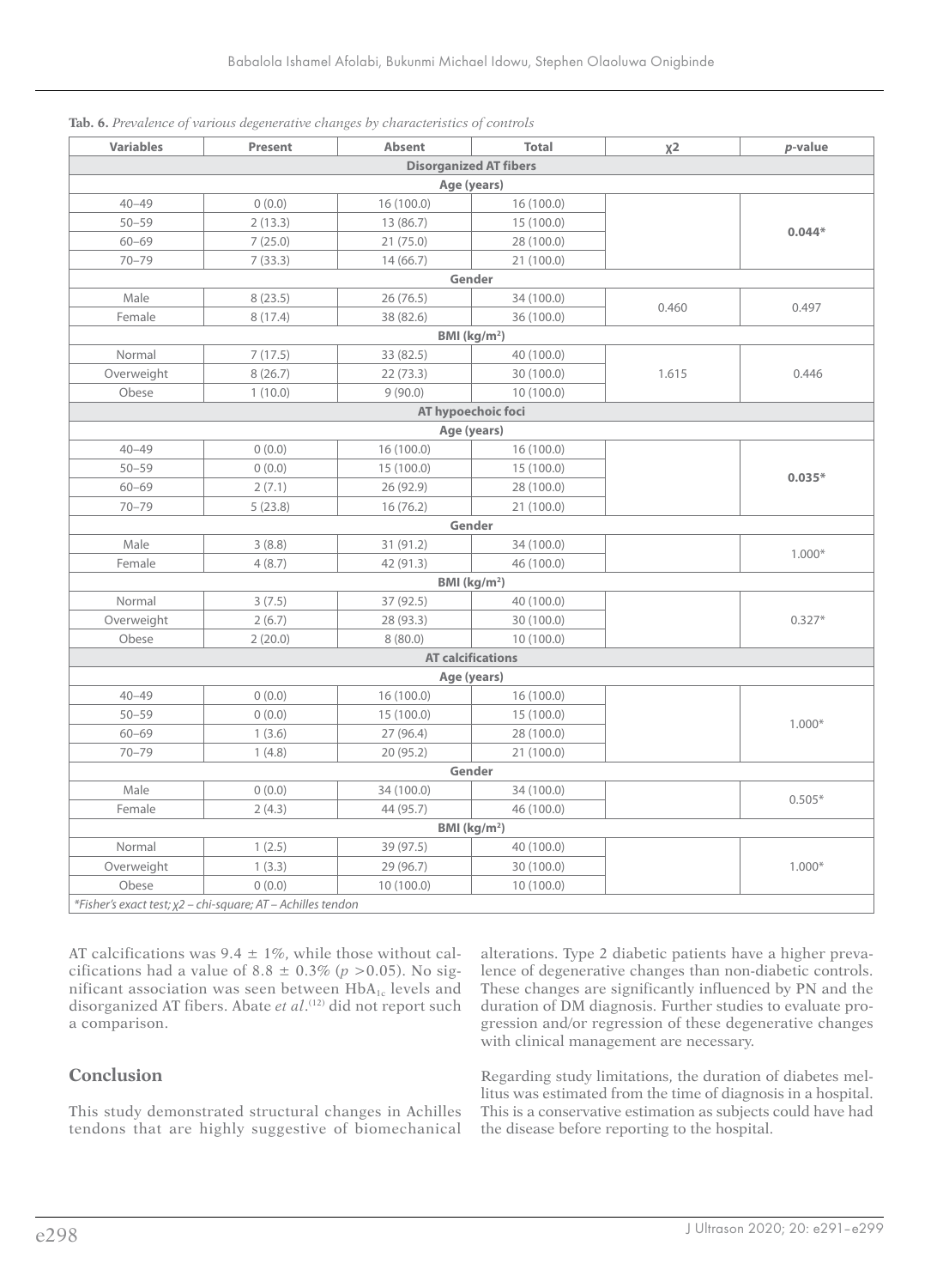**Tab. 6.** *Prevalence of various degenerative changes by characteristics of controls*

| Variables | Present | Absent | Total | χ2 | *p*-value |
|---|---|---|---|---|---|
| **Disorganized AT fibers** | | | | | |
| **Age (years)** | | | | | |
| 40–49 | 0 (0.0) | 16 (100.0) | 16 (100.0) | | **0.044*** |
| 50–59 | 2 (13.3) | 13 (86.7) | 15 (100.0) | | |
| 60–69 | 7 (25.0) | 21 (75.0) | 28 (100.0) | | |
| 70–79 | 7 (33.3) | 14 (66.7) | 21 (100.0) | | |
| **Gender** | | | | | |
| Male | 8 (23.5) | 26 (76.5) | 34 (100.0) | 0.460 | 0.497 |
| Female | 8 (17.4) | 38 (82.6) | 36 (100.0) | | |
| **BMI (kg/m²)** | | | | | |
| Normal | 7 (17.5) | 33 (82.5) | 40 (100.0) | 1.615 | 0.446 |
| Overweight | 8 (26.7) | 22 (73.3) | 30 (100.0) | | |
| Obese | 1 (10.0) | 9 (90.0) | 10 (100.0) | | |
| **AT hypoechoic foci** | | | | | |
| **Age (years)** | | | | | |
| 40–49 | 0 (0.0) | 16 (100.0) | 16 (100.0) | | **0.035*** |
| 50–59 | 0 (0.0) | 15 (100.0) | 15 (100.0) | | |
| 60–69 | 2 (7.1) | 26 (92.9) | 28 (100.0) | | |
| 70–79 | 5 (23.8) | 16 (76.2) | 21 (100.0) | | |
| **Gender** | | | | | |
| Male | 3 (8.8) | 31 (91.2) | 34 (100.0) | | 1.000* |
| Female | 4 (8.7) | 42 (91.3) | 46 (100.0) | | |
| **BMI (kg/m²)** | | | | | |
| Normal | 3 (7.5) | 37 (92.5) | 40 (100.0) | | 0.327* |
| Overweight | 2 (6.7) | 28 (93.3) | 30 (100.0) | | |
| Obese | 2 (20.0) | 8 (80.0) | 10 (100.0) | | |
| **AT calcifications** | | | | | |
| **Age (years)** | | | | | |
| 40–49 | 0 (0.0) | 16 (100.0) | 16 (100.0) | | 1.000* |
| 50–59 | 0 (0.0) | 15 (100.0) | 15 (100.0) | | |
| 60–69 | 1 (3.6) | 27 (96.4) | 28 (100.0) | | |
| 70–79 | 1 (4.8) | 20 (95.2) | 21 (100.0) | | |
| **Gender** | | | | | |
| Male | 0 (0.0) | 34 (100.0) | 34 (100.0) | | 0.505* |
| Female | 2 (4.3) | 44 (95.7) | 46 (100.0) | | |
| **BMI (kg/m²)** | | | | | |
| Normal | 1 (2.5) | 39 (97.5) | 40 (100.0) | | 1.000* |
| Overweight | 1 (3.3) | 29 (96.7) | 30 (100.0) | | |
| Obese | 0 (0.0) | 10 (100.0) | 10 (100.0) | | |

*\*Fisher's exact test; χ2 – chi-square; AT – Achilles tendon*

AT calcifications was $9.4 \pm 1\%$, while those without calcifications had a value of $8.8 \pm 0.3\%$ ($p > 0.05$). No significant association was seen between $HbA_{1c}$ levels and disorganized AT fibers. Abate *et al*.[12] did not report such a comparison.

## Conclusion

This study demonstrated structural changes in Achilles tendons that are highly suggestive of biomechanical alterations. Type 2 diabetic patients have a higher prevalence of degenerative changes than non-diabetic controls. These changes are significantly influenced by PN and the duration of DM diagnosis. Further studies to evaluate progression and/or regression of these degenerative changes with clinical management are necessary.

Regarding study limitations, the duration of diabetes mellitus was estimated from the time of diagnosis in a hospital. This is a conservative estimation as subjects could have had the disease before reporting to the hospital.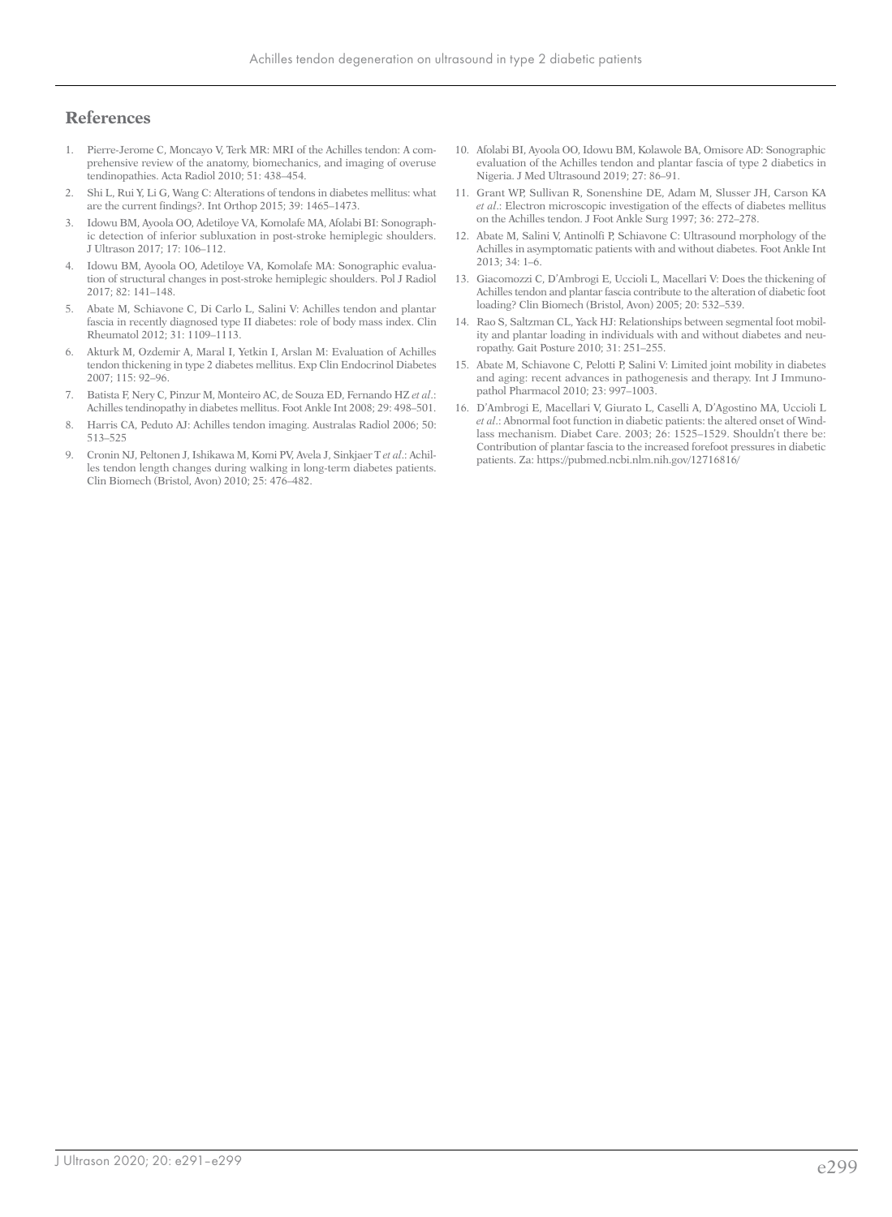## References

1. Pierre-Jerome C, Moncayo V, Terk MR: MRI of the Achilles tendon: A comprehensive review of the anatomy, biomechanics, and imaging of overuse tendinopathies. Acta Radiol 2010; 51: 438–454.
2. Shi L, Rui Y, Li G, Wang C: Alterations of tendons in diabetes mellitus: what are the current findings?. Int Orthop 2015; 39: 1465–1473.
3. Idowu BM, Ayoola OO, Adetiloye VA, Komolafe MA, Afolabi BI: Sonographic detection of inferior subluxation in post-stroke hemiplegic shoulders. J Ultrason 2017; 17: 106–112.
4. Idowu BM, Ayoola OO, Adetiloye VA, Komolafe MA: Sonographic evaluation of structural changes in post-stroke hemiplegic shoulders. Pol J Radiol 2017; 82: 141–148.
5. Abate M, Schiavone C, Di Carlo L, Salini V: Achilles tendon and plantar fascia in recently diagnosed type II diabetes: role of body mass index. Clin Rheumatol 2012; 31: 1109–1113.
6. Akturk M, Ozdemir A, Maral I, Yetkin I, Arslan M: Evaluation of Achilles tendon thickening in type 2 diabetes mellitus. Exp Clin Endocrinol Diabetes 2007; 115: 92–96.
7. Batista F, Nery C, Pinzur M, Monteiro AC, de Souza ED, Fernando HZ *et al*.: Achilles tendinopathy in diabetes mellitus. Foot Ankle Int 2008; 29: 498–501.
8. Harris CA, Peduto AJ: Achilles tendon imaging. Australas Radiol 2006; 50: 513–525
9. Cronin NJ, Peltonen J, Ishikawa M, Komi PV, Avela J, Sinkjaer T *et al*.: Achilles tendon length changes during walking in long-term diabetes patients. Clin Biomech (Bristol, Avon) 2010; 25: 476–482.
10. Afolabi BI, Ayoola OO, Idowu BM, Kolawole BA, Omisore AD: Sonographic evaluation of the Achilles tendon and plantar fascia of type 2 diabetics in Nigeria. J Med Ultrasound 2019; 27: 86–91.
11. Grant WP, Sullivan R, Sonenshine DE, Adam M, Slusser JH, Carson KA *et al*.: Electron microscopic investigation of the effects of diabetes mellitus on the Achilles tendon. J Foot Ankle Surg 1997; 36: 272–278.
12. Abate M, Salini V, Antinolfi P, Schiavone C: Ultrasound morphology of the Achilles in asymptomatic patients with and without diabetes. Foot Ankle Int 2013; 34: 1–6.
13. Giacomozzi C, D'Ambrogi E, Uccioli L, Macellari V: Does the thickening of Achilles tendon and plantar fascia contribute to the alteration of diabetic foot loading? Clin Biomech (Bristol, Avon) 2005; 20: 532–539.
14. Rao S, Saltzman CL, Yack HJ: Relationships between segmental foot mobility and plantar loading in individuals with and without diabetes and neuropathy. Gait Posture 2010; 31: 251–255.
15. Abate M, Schiavone C, Pelotti P, Salini V: Limited joint mobility in diabetes and aging: recent advances in pathogenesis and therapy. Int J Immunopathol Pharmacol 2010; 23: 997–1003.
16. D'Ambrogi E, Macellari V, Giurato L, Caselli A, D'Agostino MA, Uccioli L *et al*.: Abnormal foot function in diabetic patients: the altered onset of Windlass mechanism. Diabet Care. 2003; 26: 1525–1529. Shouldn't there be: Contribution of plantar fascia to the increased forefoot pressures in diabetic patients. Za: https://pubmed.ncbi.nlm.nih.gov/12716816/